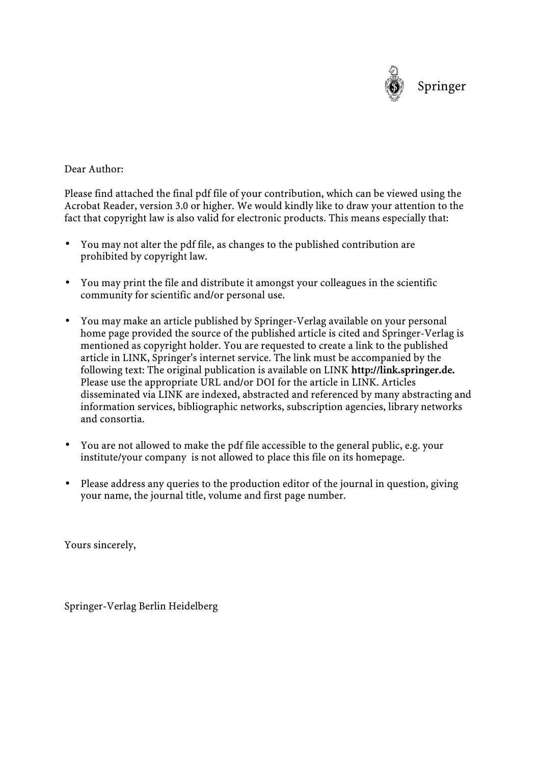Springer

Dear Author:

Please find attached the final pdf file of your contribution, which can be viewed using the Acrobat Reader, version 3.0 or higher. We would kindly like to draw your attention to the fact that copyright law is also valid for electronic products. This means especially that:

- You may not alter the pdf file, as changes to the published contribution are prohibited by copyright law.
- You may print the file and distribute it amongst your colleagues in the scientific community for scientific and/or personal use.
- You may make an article published by Springer-Verlag available on your personal home page provided the source of the published article is cited and Springer-Verlag is mentioned as copyright holder. You are requested to create a link to the published article in LINK, Springer's internet service. The link must be accompanied by the following text: The original publication is available on LINK **http://link.springer.de.** Please use the appropriate URL and/or DOI for the article in LINK. Articles disseminated via LINK are indexed, abstracted and referenced by many abstracting and information services, bibliographic networks, subscription agencies, library networks and consortia.
- You are not allowed to make the pdf file accessible to the general public, e.g. your institute/your company is not allowed to place this file on its homepage.
- Please address any queries to the production editor of the journal in question, giving your name, the journal title, volume and first page number.

Yours sincerely,

Springer-Verlag Berlin Heidelberg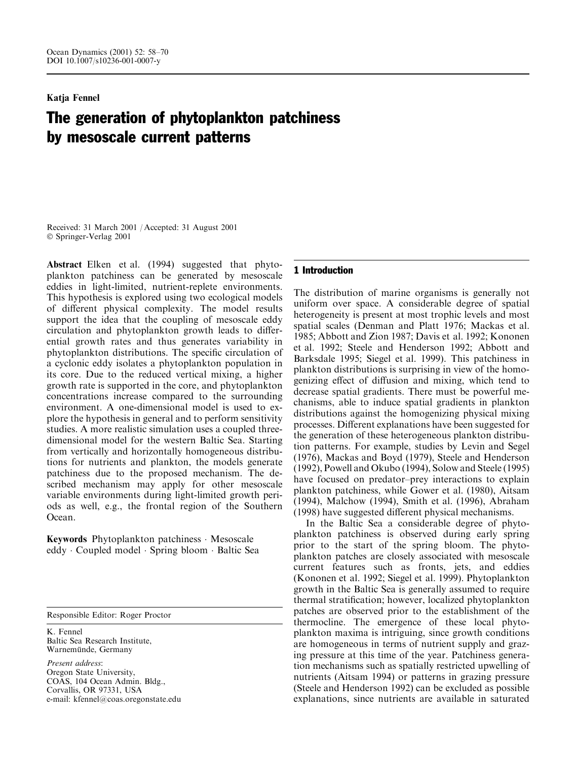Katja Fennel

# The generation of phytoplankton patchiness by mesoscale current patterns

Received: 31 March 2001 / Accepted: 31 August 2001
© Springer-Verlag 2001

**Abstract** Elken et al. (1994) suggested that phytoplankton patchiness can be generated by mesoscale eddies in light-limited, nutrient-replete environments. This hypothesis is explored using two ecological models of different physical complexity. The model results support the idea that the coupling of mesoscale eddy circulation and phytoplankton growth leads to differential growth rates and thus generates variability in phytoplankton distributions. The specific circulation of a cyclonic eddy isolates a phytoplankton population in its core. Due to the reduced vertical mixing, a higher growth rate is supported in the core, and phytoplankton concentrations increase compared to the surrounding environment. A one-dimensional model is used to explore the hypothesis in general and to perform sensitivity studies. A more realistic simulation uses a coupled three-dimensional model for the western Baltic Sea. Starting from vertically and horizontally homogeneous distributions for nutrients and plankton, the models generate patchiness due to the proposed mechanism. The described mechanism may apply for other mesoscale variable environments during light-limited growth periods as well, e.g., the frontal region of the Southern Ocean.

**Keywords** Phytoplankton patchiness · Mesoscale eddy · Coupled model · Spring bloom · Baltic Sea

Responsible Editor: Roger Proctor

K. Fennel
Baltic Sea Research Institute,
Warnemünde, Germany

*Present address*:
Oregon State University,
COAS, 104 Ocean Admin. Bldg.,
Corvallis, OR 97331, USA
e-mail: kfennel@coas.oregonstate.edu

## 1 Introduction

The distribution of marine organisms is generally not uniform over space. A considerable degree of spatial heterogeneity is present at most trophic levels and most spatial scales (Denman and Platt 1976; Mackas et al. 1985; Abbott and Zion 1987; Davis et al. 1992; Kononen et al. 1992; Steele and Henderson 1992; Abbott and Barksdale 1995; Siegel et al. 1999). This patchiness in plankton distributions is surprising in view of the homogenizing effect of diffusion and mixing, which tend to decrease spatial gradients. There must be powerful mechanisms, able to induce spatial gradients in plankton distributions against the homogenizing physical mixing processes. Different explanations have been suggested for the generation of these heterogeneous plankton distribution patterns. For example, studies by Levin and Segel (1976), Mackas and Boyd (1979), Steele and Henderson (1992), Powell and Okubo (1994), Solow and Steele (1995) have focused on predator–prey interactions to explain plankton patchiness, while Gower et al. (1980), Aitsam (1994), Malchow (1994), Smith et al. (1996), Abraham (1998) have suggested different physical mechanisms.

In the Baltic Sea a considerable degree of phytoplankton patchiness is observed during early spring prior to the start of the spring bloom. The phytoplankton patches are closely associated with mesoscale current features such as fronts, jets, and eddies (Kononen et al. 1992; Siegel et al. 1999). Phytoplankton growth in the Baltic Sea is generally assumed to require thermal stratification; however, localized phytoplankton patches are observed prior to the establishment of the thermocline. The emergence of these local phytoplankton maxima is intriguing, since growth conditions are homogeneous in terms of nutrient supply and grazing pressure at this time of the year. Patchiness generation mechanisms such as spatially restricted upwelling of nutrients (Aitsam 1994) or patterns in grazing pressure (Steele and Henderson 1992) can be excluded as possible explanations, since nutrients are available in saturated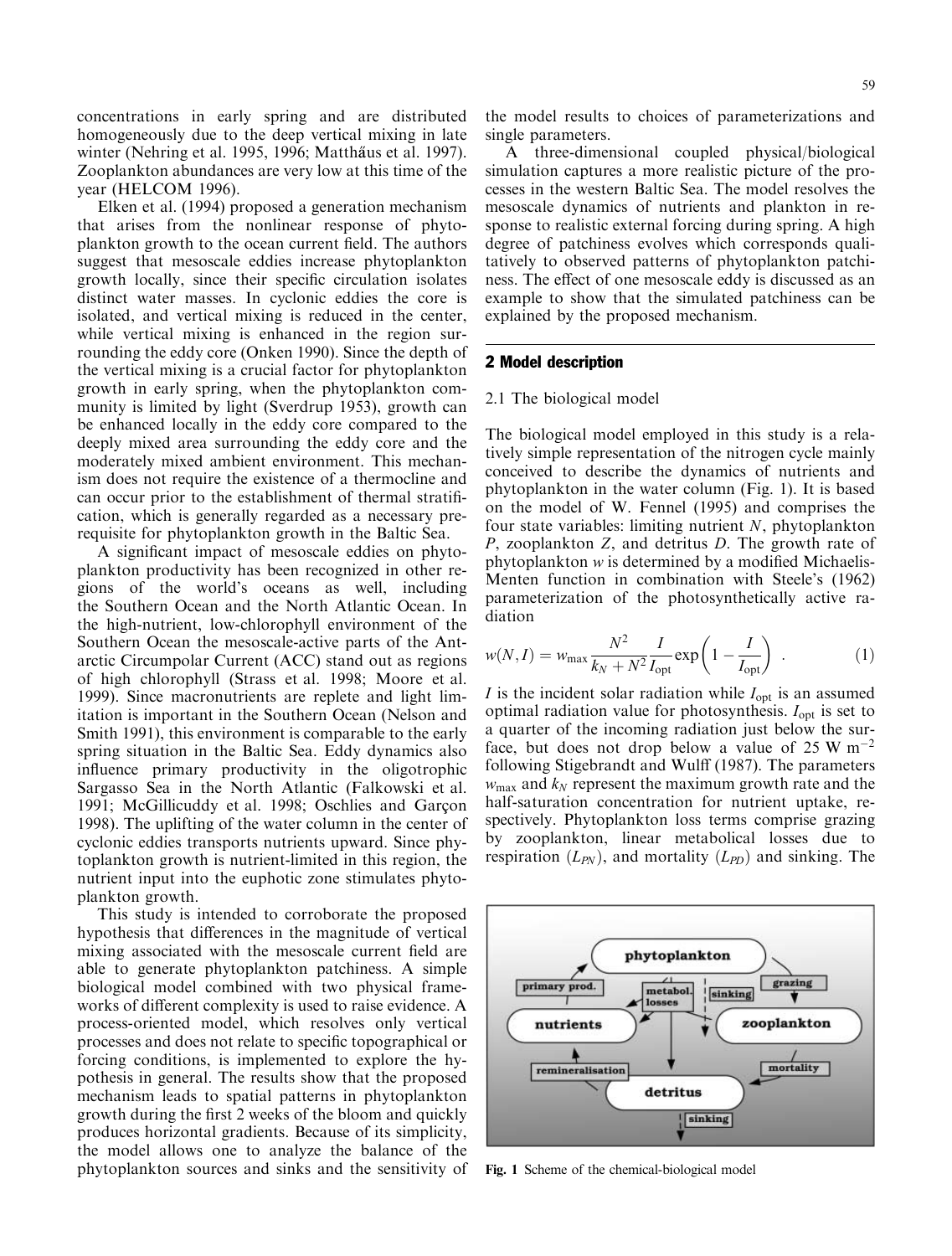concentrations in early spring and are distributed homogeneously due to the deep vertical mixing in late winter (Nehring et al. 1995, 1996; Matthäus et al. 1997). Zooplankton abundances are very low at this time of the year (HELCOM 1996).

Elken et al. (1994) proposed a generation mechanism that arises from the nonlinear response of phytoplankton growth to the ocean current field. The authors suggest that mesoscale eddies increase phytoplankton growth locally, since their specific circulation isolates distinct water masses. In cyclonic eddies the core is isolated, and vertical mixing is reduced in the center, while vertical mixing is enhanced in the region surrounding the eddy core (Onken 1990). Since the depth of the vertical mixing is a crucial factor for phytoplankton growth in early spring, when the phytoplankton community is limited by light (Sverdrup 1953), growth can be enhanced locally in the eddy core compared to the deeply mixed area surrounding the eddy core and the moderately mixed ambient environment. This mechanism does not require the existence of a thermocline and can occur prior to the establishment of thermal stratification, which is generally regarded as a necessary prerequisite for phytoplankton growth in the Baltic Sea.

A significant impact of mesoscale eddies on phytoplankton productivity has been recognized in other regions of the world's oceans as well, including the Southern Ocean and the North Atlantic Ocean. In the high-nutrient, low-chlorophyll environment of the Southern Ocean the mesoscale-active parts of the Antarctic Circumpolar Current (ACC) stand out as regions of high chlorophyll (Strass et al. 1998; Moore et al. 1999). Since macronutrients are replete and light limitation is important in the Southern Ocean (Nelson and Smith 1991), this environment is comparable to the early spring situation in the Baltic Sea. Eddy dynamics also influence primary productivity in the oligotrophic Sargasso Sea in the North Atlantic (Falkowski et al. 1991; McGillicuddy et al. 1998; Oschlies and Garçon 1998). The uplifting of the water column in the center of cyclonic eddies transports nutrients upward. Since phytoplankton growth is nutrient-limited in this region, the nutrient input into the euphotic zone stimulates phytoplankton growth.

This study is intended to corroborate the proposed hypothesis that differences in the magnitude of vertical mixing associated with the mesoscale current field are able to generate phytoplankton patchiness. A simple biological model combined with two physical frameworks of different complexity is used to raise evidence. A process-oriented model, which resolves only vertical processes and does not relate to specific topographical or forcing conditions, is implemented to explore the hypothesis in general. The results show that the proposed mechanism leads to spatial patterns in phytoplankton growth during the first 2 weeks of the bloom and quickly produces horizontal gradients. Because of its simplicity, the model allows one to analyze the balance of the phytoplankton sources and sinks and the sensitivity of the model results to choices of parameterizations and single parameters.

A three-dimensional coupled physical/biological simulation captures a more realistic picture of the processes in the western Baltic Sea. The model resolves the mesoscale dynamics of nutrients and plankton in response to realistic external forcing during spring. A high degree of patchiness evolves which corresponds qualitatively to observed patterns of phytoplankton patchiness. The effect of one mesoscale eddy is discussed as an example to show that the simulated patchiness can be explained by the proposed mechanism.

## 2 Model description

### 2.1 The biological model

The biological model employed in this study is a relatively simple representation of the nitrogen cycle mainly conceived to describe the dynamics of nutrients and phytoplankton in the water column (Fig. 1). It is based on the model of W. Fennel (1995) and comprises the four state variables: limiting nutrient $N$, phytoplankton $P$, zooplankton $Z$, and detritus $D$. The growth rate of phytoplankton $w$ is determined by a modified Michaelis-Menten function in combination with Steele's (1962) parameterization of the photosynthetically active radiation

$$w(N, I) = w_{\max} \frac{N^2}{k_N + N^2} \frac{I}{I_{\text{opt}}} \exp\left(1 - \frac{I}{I_{\text{opt}}}\right) . \qquad (1)$$

$I$ is the incident solar radiation while $I_{\text{opt}}$ is an assumed optimal radiation value for photosynthesis. $I_{\text{opt}}$ is set to a quarter of the incoming radiation just below the surface, but does not drop below a value of 25 W $m^{-2}$ following Stigebrandt and Wulff (1987). The parameters $w_{\max}$ and $k_N$ represent the maximum growth rate and the half-saturation concentration for nutrient uptake, respectively. Phytoplankton loss terms comprise grazing by zooplankton, linear metabolical losses due to respiration ($L_{PN}$), and mortality ($L_{PD}$) and sinking. The

phytoplankton
primary prod.
metabol. losses
sinking
grazing
nutrients
zooplankton
remineralisation
mortality
detritus
sinking

**Fig. 1** Scheme of the chemical-biological model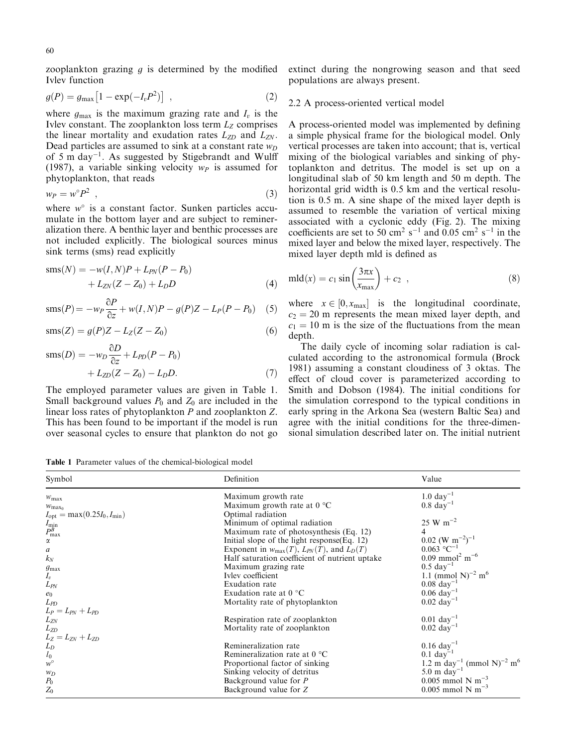zooplankton grazing $g$ is determined by the modified Ivlev function

$$g(P) = g_{\max}\left[1 - \exp(-I_v P^2)\right] \ , \tag{2}$$

where $g_{\max}$ is the maximum grazing rate and $I_v$ is the Ivlev constant. The zooplankton loss term $L_Z$ comprises the linear mortality and exudation rates $L_{ZD}$ and $L_{ZN}$. Dead particles are assumed to sink at a constant rate $w_D$ of 5 m day$^{-1}$. As suggested by Stigebrandt and Wulff (1987), a variable sinking velocity $w_P$ is assumed for phytoplankton, that reads

$$w_P = w^{\circ} P^2 \ , \tag{3}$$

where $w^{\circ}$ is a constant factor. Sunken particles accumulate in the bottom layer and are subject to remineralization there. A benthic layer and benthic processes are not included explicitly. The biological sources minus sink terms (sms) read explicitly

$$\begin{aligned}\mathrm{sms}(N) = & -w(I,N)P + L_{PN}(P - P_0) \\ & + L_{ZN}(Z - Z_0) + L_D D\end{aligned} \tag{4}$$

$$\mathrm{sms}(P) = -w_P \frac{\partial P}{\partial z} + w(I,N)P - g(P)Z - L_P(P - P_0) \tag{5}$$

$$\mathrm{sms}(Z) = g(P)Z - L_Z(Z - Z_0) \tag{6}$$

$$\begin{aligned}\mathrm{sms}(D) = & -w_D \frac{\partial D}{\partial z} + L_{PD}(P - P_0) \\ & + L_{ZD}(Z - Z_0) - L_D D.\end{aligned} \tag{7}$$

The employed parameter values are given in Table 1. Small background values $P_0$ and $Z_0$ are included in the linear loss rates of phytoplankton $P$ and zooplankton $Z$. This has been found to be important if the model is run over seasonal cycles to ensure that plankton do not go extinct during the nongrowing season and that seed populations are always present.

## 2.2 A process-oriented vertical model

A process-oriented model was implemented by defining a simple physical frame for the biological model. Only vertical processes are taken into account; that is, vertical mixing of the biological variables and sinking of phytoplankton and detritus. The model is set up on a longitudinal slab of 50 km length and 50 m depth. The horizontal grid width is 0.5 km and the vertical resolution is 0.5 m. A sine shape of the mixed layer depth is assumed to resemble the variation of vertical mixing associated with a cyclonic eddy (Fig. 2). The mixing coefficients are set to 50 cm$^2$ s$^{-1}$ and 0.05 cm$^2$ s$^{-1}$ in the mixed layer and below the mixed layer, respectively. The mixed layer depth mld is defined as

$$\mathrm{mld}(x) = c_1 \sin\left(\frac{3\pi x}{x_{\max}}\right) + c_2 \ , \tag{8}$$

where $x \in [0, x_{\max}]$ is the longitudinal coordinate, $c_2 = 20$ m represents the mean mixed layer depth, and $c_1 = 10$ m is the size of the fluctuations from the mean depth.

The daily cycle of incoming solar radiation is calculated according to the astronomical formula (Brock 1981) assuming a constant cloudiness of 3 oktas. The effect of cloud cover is parameterized according to Smith and Dobson (1984). The initial conditions for the simulation correspond to the typical conditions in early spring in the Arkona Sea (western Baltic Sea) and agree with the initial conditions for the three-dimensional simulation described later on. The initial nutrient

**Table 1** Parameter values of the chemical-biological model

| Symbol | Definition | Value |
|---|---|---|
| $w_{\max}$ | Maximum growth rate | 1.0 day$^{-1}$ |
| $w_{\max_0}$ | Maximum growth rate at 0 °C | 0.8 day$^{-1}$ |
| $I_{\mathrm{opt}} = \max(0.25 I_0, I_{\min})$ | Optimal radiation | |
| $I_{\min}$ | Minimum of optimal radiation | 25 W m$^{-2}$ |
| $P^B_{\max}$ | Maximum rate of photosynthesis (Eq. 12) | 4 |
| $\alpha$ | Initial slope of the light response(Eq. 12) | 0.02 (W m$^{-2}$)$^{-1}$ |
| $a$ | Exponent in $w_{\max}(T)$, $L_{PN}(T)$, and $L_D(T)$ | 0.063 °C$^{-1}$ |
| $k_N$ | Half saturation coefficient of nutrient uptake | 0.09 mmol$^2$ m$^{-6}$ |
| $g_{\max}$ | Maximum grazing rate | 0.5 day$^{-1}$ |
| $I_v$ | Ivlev coefficient | 1.1 (mmol N)$^{-2}$ m$^6$ |
| $L_{PN}$ | Exudation rate | 0.08 day$^{-1}$ |
| $e_0$ | Exudation rate at 0 °C | 0.06 day$^{-1}$ |
| $L_{PD}$ | Mortality rate of phytoplankton | 0.02 day$^{-1}$ |
| $L_P = L_{PN} + L_{PD}$ | | |
| $L_{ZN}$ | Respiration rate of zooplankton | 0.01 day$^{-1}$ |
| $L_{ZD}$ | Mortality rate of zooplankton | 0.02 day$^{-1}$ |
| $L_Z = L_{ZN} + L_{ZD}$ | | |
| $L_D$ | Remineralization rate | 0.16 day$^{-1}$ |
| $l_0$ | Remineralization rate at 0 °C | 0.1 day$^{-1}$ |
| $w^{\circ}$ | Proportional factor of sinking | 1.2 m day$^{-1}$ (mmol N)$^{-2}$ m$^6$ |
| $w_D$ | Sinking velocity of detritus | 5.0 m day$^{-1}$ |
| $P_0$ | Background value for $P$ | 0.005 mmol N m$^{-3}$ |
| $Z_0$ | Background value for $Z$ | 0.005 mmol N m$^{-3}$ |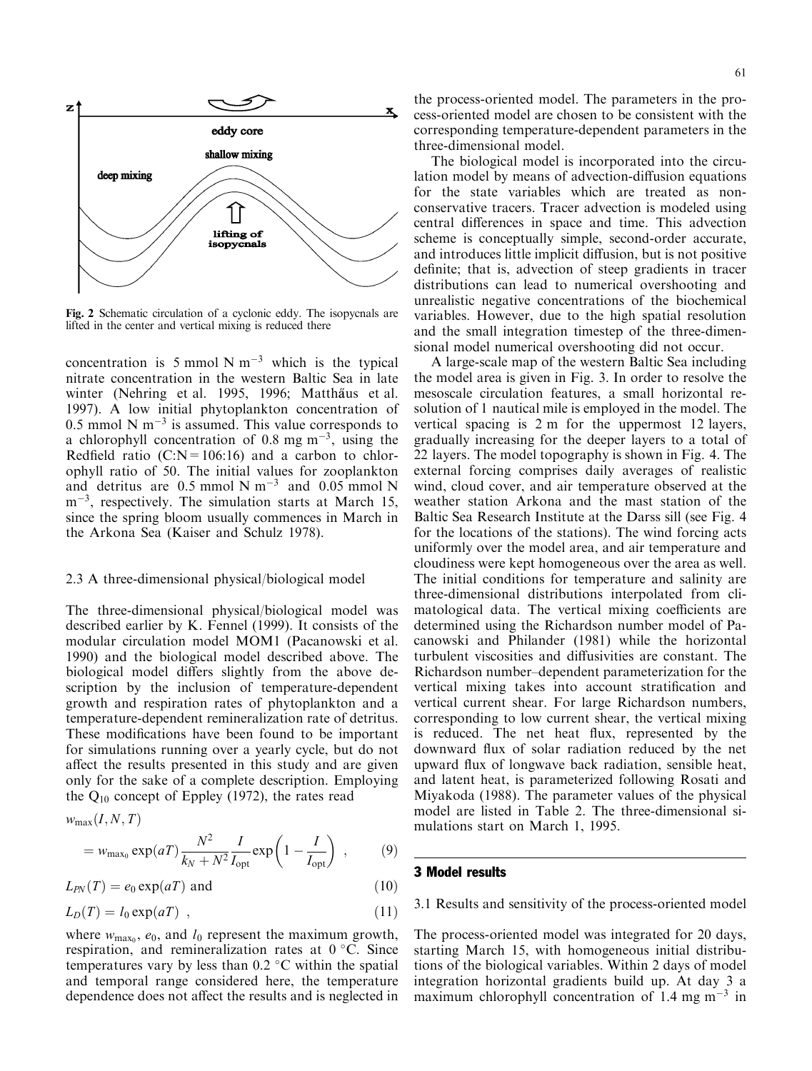Fig. 2 Schematic circulation of a cyclonic eddy. The isopycnals are lifted in the center and vertical mixing is reduced there

concentration is 5 mmol N $m^{-3}$ which is the typical nitrate concentration in the western Baltic Sea in late winter (Nehring et al. 1995, 1996; Matthäus et al. 1997). A low initial phytoplankton concentration of 0.5 mmol N $m^{-3}$ is assumed. This value corresponds to a chlorophyll concentration of 0.8 mg $m^{-3}$, using the Redfield ratio (C:N = 106:16) and a carbon to chlorophyll ratio of 50. The initial values for zooplankton and detritus are 0.5 mmol N $m^{-3}$ and 0.05 mmol N $m^{-3}$, respectively. The simulation starts at March 15, since the spring bloom usually commences in March in the Arkona Sea (Kaiser and Schulz 1978).

### 2.3 A three-dimensional physical/biological model

The three-dimensional physical/biological model was described earlier by K. Fennel (1999). It consists of the modular circulation model MOM1 (Pacanowski et al. 1990) and the biological model described above. The biological model differs slightly from the above description by the inclusion of temperature-dependent growth and respiration rates of phytoplankton and a temperature-dependent remineralization rate of detritus. These modifications have been found to be important for simulations running over a yearly cycle, but do not affect the results presented in this study and are given only for the sake of a complete description. Employing the $Q_{10}$ concept of Eppley (1972), the rates read

$$w_{\max}(I,N,T) = w_{\max_0}\exp(aT)\frac{N^2}{k_N+N^2}\frac{I}{I_{\text{opt}}}\exp\left(1-\frac{I}{I_{\text{opt}}}\right) \ , \quad (9)$$

$$L_{PN}(T) = e_0\exp(aT) \text{ and} \quad (10)$$

$$L_D(T) = l_0\exp(aT) \ , \quad (11)$$

where $w_{\max_0}$, $e_0$, and $l_0$ represent the maximum growth, respiration, and remineralization rates at 0 °C. Since temperatures vary by less than 0.2 °C within the spatial and temporal range considered here, the temperature dependence does not affect the results and is neglected in the process-oriented model. The parameters in the process-oriented model are chosen to be consistent with the corresponding temperature-dependent parameters in the three-dimensional model.

The biological model is incorporated into the circulation model by means of advection-diffusion equations for the state variables which are treated as nonconservative tracers. Tracer advection is modeled using central differences in space and time. This advection scheme is conceptually simple, second-order accurate, and introduces little implicit diffusion, but is not positive definite; that is, advection of steep gradients in tracer distributions can lead to numerical overshooting and unrealistic negative concentrations of the biochemical variables. However, due to the high spatial resolution and the small integration timestep of the three-dimensional model numerical overshooting did not occur.

A large-scale map of the western Baltic Sea including the model area is given in Fig. 3. In order to resolve the mesoscale circulation features, a small horizontal resolution of 1 nautical mile is employed in the model. The vertical spacing is 2 m for the uppermost 12 layers, gradually increasing for the deeper layers to a total of 22 layers. The model topography is shown in Fig. 4. The external forcing comprises daily averages of realistic wind, cloud cover, and air temperature observed at the weather station Arkona and the mast station of the Baltic Sea Research Institute at the Darss sill (see Fig. 4 for the locations of the stations). The wind forcing acts uniformly over the model area, and air temperature and cloudiness were kept homogeneous over the area as well. The initial conditions for temperature and salinity are three-dimensional distributions interpolated from climatological data. The vertical mixing coefficients are determined using the Richardson number model of Pacanowski and Philander (1981) while the horizontal turbulent viscosities and diffusivities are constant. The Richardson number–dependent parameterization for the vertical mixing takes into account stratification and vertical current shear. For large Richardson numbers, corresponding to low current shear, the vertical mixing is reduced. The net heat flux, represented by the downward flux of solar radiation reduced by the net upward flux of longwave back radiation, sensible heat, and latent heat, is parameterized following Rosati and Miyakoda (1988). The parameter values of the physical model are listed in Table 2. The three-dimensional simulations start on March 1, 1995.

## 3 Model results

### 3.1 Results and sensitivity of the process-oriented model

The process-oriented model was integrated for 20 days, starting March 15, with homogeneous initial distributions of the biological variables. Within 2 days of model integration horizontal gradients build up. At day 3 a maximum chlorophyll concentration of 1.4 mg $m^{-3}$ in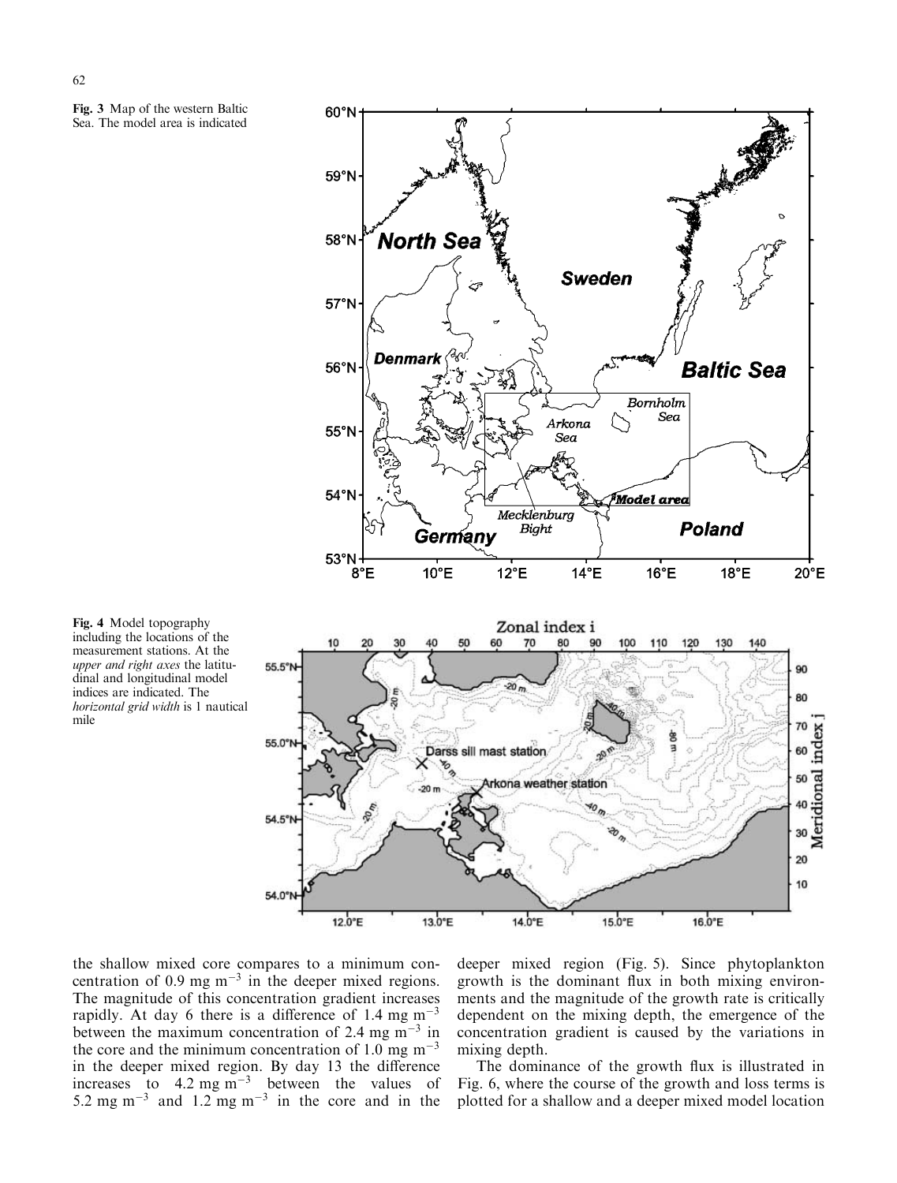Fig. 3 Map of the western Baltic Sea. The model area is indicated

60°N
59°N
58°N
57°N
56°N
55°N
54°N
53°N
8°E
10°E
12°E
14°E
16°E
18°E
20°E
North Sea
Sweden
Denmark
Baltic Sea
Bornholm Sea
Arkona Sea
Model area
Mecklenburg Bight
Germany
Poland

Fig. 4 Model topography including the locations of the measurement stations. At the *upper and right axes* the latitudinal and longitudinal model indices are indicated. The *horizontal grid width* is 1 nautical mile

Zonal index i
10
20
30
40
50
60
70
80
90
100
110
120
130
140
Meridional index j
90
80
70
60
50
40
30
20
10
55.5°N
55.0°N
54.5°N
54.0°N
12.0°E
13.0°E
14.0°E
15.0°E
16.0°E
Darss sill mast station
Arkona weather station
-20 m
-40 m
-80 m

the shallow mixed core compares to a minimum concentration of 0.9 mg m$^{-3}$ in the deeper mixed regions. The magnitude of this concentration gradient increases rapidly. At day 6 there is a difference of 1.4 mg m$^{-3}$ between the maximum concentration of 2.4 mg m$^{-3}$ in the core and the minimum concentration of 1.0 mg m$^{-3}$ in the deeper mixed region. By day 13 the difference increases to 4.2 mg m$^{-3}$ between the values of 5.2 mg m$^{-3}$ and 1.2 mg m$^{-3}$ in the core and in the deeper mixed region (Fig. 5). Since phytoplankton growth is the dominant flux in both mixing environments and the magnitude of the growth rate is critically dependent on the mixing depth, the emergence of the concentration gradient is caused by the variations in mixing depth.

The dominance of the growth flux is illustrated in Fig. 6, where the course of the growth and loss terms is plotted for a shallow and a deeper mixed model location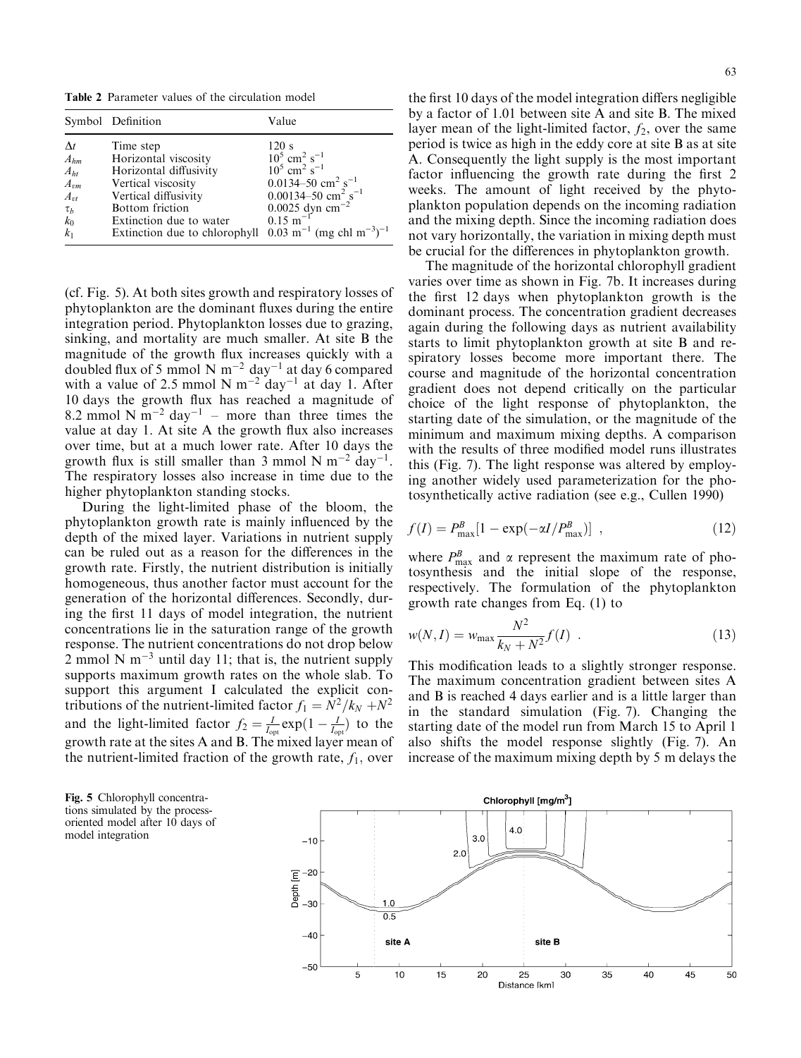**Table 2** Parameter values of the circulation model

| Symbol | Definition | Value |
|---|---|---|
| $\Delta t$ | Time step | 120 s |
| $A_{hm}$ | Horizontal viscosity | $10^5$ cm$^2$ s$^{-1}$ |
| $A_{ht}$ | Horizontal diffusivity | $10^5$ cm$^2$ s$^{-1}$ |
| $A_{vm}$ | Vertical viscosity | 0.0134–50 cm$^2$ s$^{-1}$ |
| $A_{vt}$ | Vertical diffusivity | 0.00134–50 cm$^2$ s$^{-1}$ |
| $\tau_b$ | Bottom friction | 0.0025 dyn cm$^{-2}$ |
| $k_0$ | Extinction due to water | 0.15 m$^{-1}$ |
| $k_1$ | Extinction due to chlorophyll | 0.03 m$^{-1}$ (mg chl m$^{-3}$)$^{-1}$ |

(cf. Fig. 5). At both sites growth and respiratory losses of phytoplankton are the dominant fluxes during the entire integration period. Phytoplankton losses due to grazing, sinking, and mortality are much smaller. At site B the magnitude of the growth flux increases quickly with a doubled flux of 5 mmol N m$^{-2}$ day$^{-1}$ at day 6 compared with a value of 2.5 mmol N m$^{-2}$ day$^{-1}$ at day 1. After 10 days the growth flux has reached a magnitude of 8.2 mmol N m$^{-2}$ day$^{-1}$ – more than three times the value at day 1. At site A the growth flux also increases over time, but at a much lower rate. After 10 days the growth flux is still smaller than 3 mmol N m$^{-2}$ day$^{-1}$. The respiratory losses also increase in time due to the higher phytoplankton standing stocks.

During the light-limited phase of the bloom, the phytoplankton growth rate is mainly influenced by the depth of the mixed layer. Variations in nutrient supply can be ruled out as a reason for the differences in the growth rate. Firstly, the nutrient distribution is initially homogeneous, thus another factor must account for the generation of the horizontal differences. Secondly, during the first 11 days of model integration, the nutrient concentrations lie in the saturation range of the growth response. The nutrient concentrations do not drop below 2 mmol N m$^{-3}$ until day 11; that is, the nutrient supply supports maximum growth rates on the whole slab. To support this argument I calculated the explicit contributions of the nutrient-limited factor $f_1 = N^2/k_N + N^2$ and the light-limited factor $f_2 = \frac{I}{I_{opt}} \exp(1 - \frac{I}{I_{opt}})$ to the growth rate at the sites A and B. The mixed layer mean of the nutrient-limited fraction of the growth rate, $f_1$, over the first 10 days of the model integration differs negligible by a factor of 1.01 between site A and site B. The mixed layer mean of the light-limited factor, $f_2$, over the same period is twice as high in the eddy core at site B as at site A. Consequently the light supply is the most important factor influencing the growth rate during the first 2 weeks. The amount of light received by the phytoplankton population depends on the incoming radiation and the mixing depth. Since the incoming radiation does not vary horizontally, the variation in mixing depth must be crucial for the differences in phytoplankton growth.

The magnitude of the horizontal chlorophyll gradient varies over time as shown in Fig. 7b. It increases during the first 12 days when phytoplankton growth is the dominant process. The concentration gradient decreases again during the following days as nutrient availability starts to limit phytoplankton growth at site B and respiratory losses become more important there. The course and magnitude of the horizontal concentration gradient does not depend critically on the particular choice of the light response of phytoplankton, the starting date of the simulation, or the magnitude of the minimum and maximum mixing depths. A comparison with the results of three modified model runs illustrates this (Fig. 7). The light response was altered by employing another widely used parameterization for the photosynthetically active radiation (see e.g., Cullen 1990)

$$f(I) = P^B_{\max}[1 - \exp(-\alpha I/P^B_{\max})] \ , \tag{12}$$

where $P^B_{\max}$ and $\alpha$ represent the maximum rate of photosynthesis and the initial slope of the response, respectively. The formulation of the phytoplankton growth rate changes from Eq. (1) to

$$w(N, I) = w_{\max} \frac{N^2}{k_N + N^2} f(I) \ . \tag{13}$$

This modification leads to a slightly stronger response. The maximum concentration gradient between sites A and B is reached 4 days earlier and is a little larger than in the standard simulation (Fig. 7). Changing the starting date of the model run from March 15 to April 1 also shifts the model response slightly (Fig. 7). An increase of the maximum mixing depth by 5 m delays the

Chlorophyll [mg/m$^3$]

Depth [m]

Distance [km]

site A

site B

4.0
3.0
2.0
1.0
0.5

**Fig. 5** Chlorophyll concentrations simulated by the process-oriented model after 10 days of model integration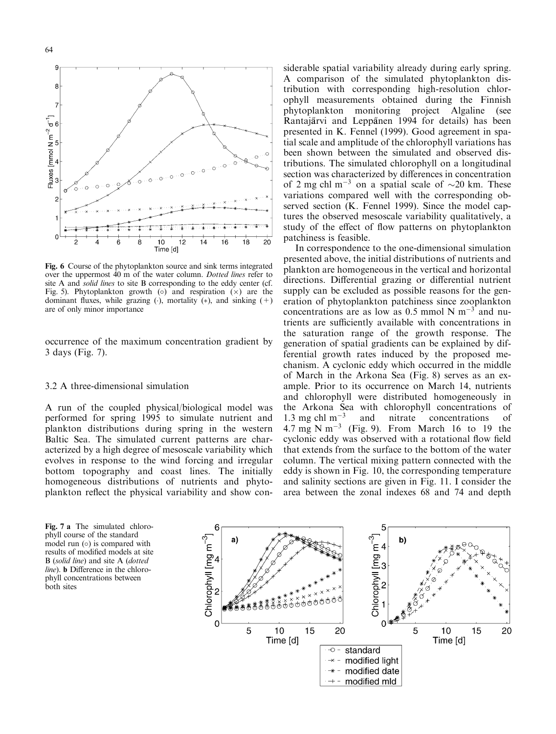**Fig. 6** Course of the phytoplankton source and sink terms integrated over the uppermost 40 m of the water column. *Dotted lines* refer to site A and *solid lines* to site B corresponding to the eddy center (cf. Fig. 5). Phytoplankton growth (○) and respiration (×) are the dominant fluxes, while grazing (·), mortality (∗), and sinking (+) are of only minor importance

occurrence of the maximum concentration gradient by 3 days (Fig. 7).

### 3.2 A three-dimensional simulation

A run of the coupled physical/biological model was performed for spring 1995 to simulate nutrient and plankton distributions during spring in the western Baltic Sea. The simulated current patterns are characterized by a high degree of mesoscale variability which evolves in response to the wind forcing and irregular bottom topography and coast lines. The initially homogeneous distributions of nutrients and phytoplankton reflect the physical variability and show considerable spatial variability already during early spring. A comparison of the simulated phytoplankton distribution with corresponding high-resolution chlorophyll measurements obtained during the Finnish phytoplankton monitoring project Algaline (see Rantajärvi and Leppänen 1994 for details) has been presented in K. Fennel (1999). Good agreement in spatial scale and amplitude of the chlorophyll variations has been shown between the simulated and observed distributions. The simulated chlorophyll on a longitudinal section was characterized by differences in concentration of 2 mg chl $m^{-3}$ on a spatial scale of $\sim$20 km. These variations compared well with the corresponding observed section (K. Fennel 1999). Since the model captures the observed mesoscale variability qualitatively, a study of the effect of flow patterns on phytoplankton patchiness is feasible.

In correspondence to the one-dimensional simulation presented above, the initial distributions of nutrients and plankton are homogeneous in the vertical and horizontal directions. Differential grazing or differential nutrient supply can be excluded as possible reasons for the generation of phytoplankton patchiness since zooplankton concentrations are as low as 0.5 mmol N $m^{-3}$ and nutrients are sufficiently available with concentrations in the saturation range of the growth response. The generation of spatial gradients can be explained by differential growth rates induced by the proposed mechanism. A cyclonic eddy which occurred in the middle of March in the Arkona Sea (Fig. 8) serves as an example. Prior to its occurrence on March 14, nutrients and chlorophyll were distributed homogeneously in the Arkona Sea with chlorophyll concentrations of 1.3 mg chl $m^{-3}$ and nitrate concentrations of 4.7 mg N $m^{-3}$ (Fig. 9). From March 16 to 19 the cyclonic eddy was observed with a rotational flow field that extends from the surface to the bottom of the water column. The vertical mixing pattern connected with the eddy is shown in Fig. 10, the corresponding temperature and salinity sections are given in Fig. 11. I consider the area between the zonal indexes 68 and 74 and depth

**Fig. 7 a** The simulated chlorophyll course of the standard model run (○) is compared with results of modified models at site B (*solid line*) and site A (*dotted line*). **b** Difference in the chlorophyll concentrations between both sites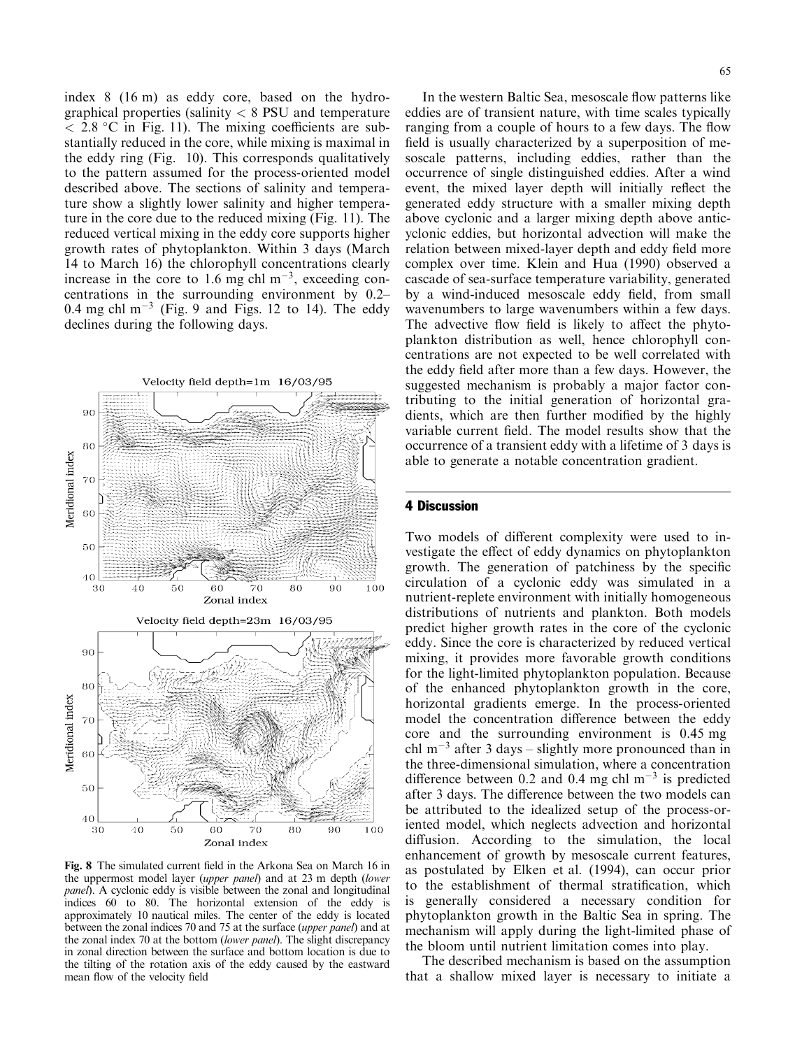index 8 (16 m) as eddy core, based on the hydrographical properties (salinity < 8 PSU and temperature < 2.8 °C in Fig. 11). The mixing coefficients are substantially reduced in the core, while mixing is maximal in the eddy ring (Fig. 10). This corresponds qualitatively to the pattern assumed for the process-oriented model described above. The sections of salinity and temperature show a slightly lower salinity and higher temperature in the core due to the reduced mixing (Fig. 11). The reduced vertical mixing in the eddy core supports higher growth rates of phytoplankton. Within 3 days (March 14 to March 16) the chlorophyll concentrations clearly increase in the core to 1.6 mg chl $m^{-3}$, exceeding concentrations in the surrounding environment by 0.2–0.4 mg chl $m^{-3}$ (Fig. 9 and Figs. 12 to 14). The eddy declines during the following days.

Velocity field depth=1m 16/03/95

Meridional index
Zonal index

Velocity field depth=23m 16/03/95

Meridional index
Zonal index

**Fig. 8** The simulated current field in the Arkona Sea on March 16 in the uppermost model layer (*upper panel*) and at 23 m depth (*lower panel*). A cyclonic eddy is visible between the zonal and longitudinal indices 60 to 80. The horizontal extension of the eddy is approximately 10 nautical miles. The center of the eddy is located between the zonal indices 70 and 75 at the surface (*upper panel*) and at the zonal index 70 at the bottom (*lower panel*). The slight discrepancy in zonal direction between the surface and bottom location is due to the tilting of the rotation axis of the eddy caused by the eastward mean flow of the velocity field

In the western Baltic Sea, mesoscale flow patterns like eddies are of transient nature, with time scales typically ranging from a couple of hours to a few days. The flow field is usually characterized by a superposition of mesoscale patterns, including eddies, rather than the occurrence of single distinguished eddies. After a wind event, the mixed layer depth will initially reflect the generated eddy structure with a smaller mixing depth above cyclonic and a larger mixing depth above anticyclonic eddies, but horizontal advection will make the relation between mixed-layer depth and eddy field more complex over time. Klein and Hua (1990) observed a cascade of sea-surface temperature variability, generated by a wind-induced mesoscale eddy field, from small wavenumbers to large wavenumbers within a few days. The advective flow field is likely to affect the phytoplankton distribution as well, hence chlorophyll concentrations are not expected to be well correlated with the eddy field after more than a few days. However, the suggested mechanism is probably a major factor contributing to the initial generation of horizontal gradients, which are then further modified by the highly variable current field. The model results show that the occurrence of a transient eddy with a lifetime of 3 days is able to generate a notable concentration gradient.

## 4 Discussion

Two models of different complexity were used to investigate the effect of eddy dynamics on phytoplankton growth. The generation of patchiness by the specific circulation of a cyclonic eddy was simulated in a nutrient-replete environment with initially homogeneous distributions of nutrients and plankton. Both models predict higher growth rates in the core of the cyclonic eddy. Since the core is characterized by reduced vertical mixing, it provides more favorable growth conditions for the light-limited phytoplankton population. Because of the enhanced phytoplankton growth in the core, horizontal gradients emerge. In the process-oriented model the concentration difference between the eddy core and the surrounding environment is 0.45 mg chl $m^{-3}$ after 3 days – slightly more pronounced than in the three-dimensional simulation, where a concentration difference between 0.2 and 0.4 mg chl $m^{-3}$ is predicted after 3 days. The difference between the two models can be attributed to the idealized setup of the process-oriented model, which neglects advection and horizontal diffusion. According to the simulation, the local enhancement of growth by mesoscale current features, as postulated by Elken et al. (1994), can occur prior to the establishment of thermal stratification, which is generally considered a necessary condition for phytoplankton growth in the Baltic Sea in spring. The mechanism will apply during the light-limited phase of the bloom until nutrient limitation comes into play.

The described mechanism is based on the assumption that a shallow mixed layer is necessary to initiate a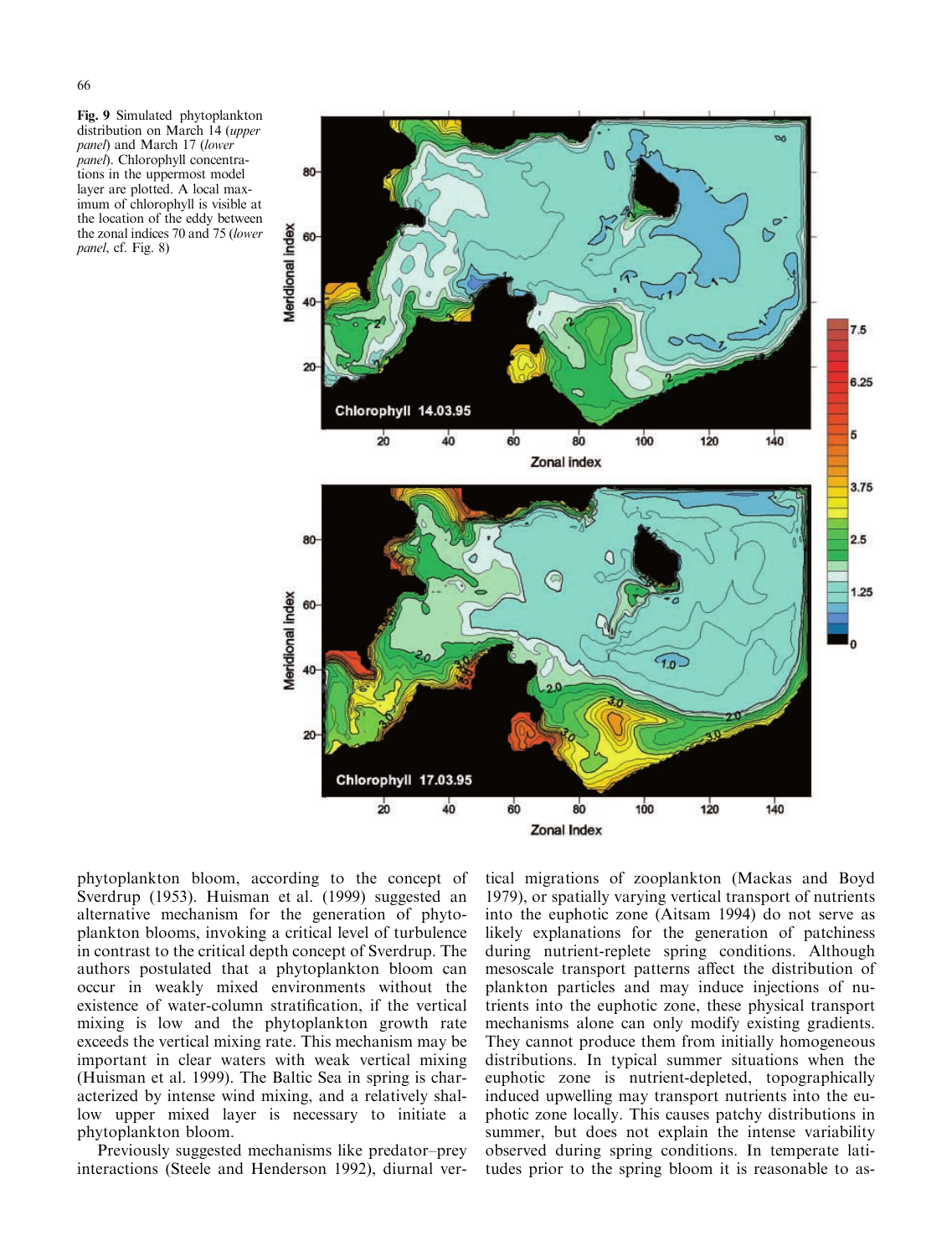**Fig. 9** Simulated phytoplankton distribution on March 14 (*upper panel*) and March 17 (*lower panel*). Chlorophyll concentrations in the uppermost model layer are plotted. A local maximum of chlorophyll is visible at the location of the eddy between the zonal indices 70 and 75 (*lower panel*, cf. Fig. 8)

Chlorophyll 14.03.95

Chlorophyll 17.03.95

Meridional index

Zonal index

7.5
6.25
5
3.75
2.5
1.25
0

phytoplankton bloom, according to the concept of Sverdrup (1953). Huisman et al. (1999) suggested an alternative mechanism for the generation of phytoplankton blooms, invoking a critical level of turbulence in contrast to the critical depth concept of Sverdrup. The authors postulated that a phytoplankton bloom can occur in weakly mixed environments without the existence of water-column stratification, if the vertical mixing is low and the phytoplankton growth rate exceeds the vertical mixing rate. This mechanism may be important in clear waters with weak vertical mixing (Huisman et al. 1999). The Baltic Sea in spring is characterized by intense wind mixing, and a relatively shallow upper mixed layer is necessary to initiate a phytoplankton bloom.

Previously suggested mechanisms like predator–prey interactions (Steele and Henderson 1992), diurnal vertical migrations of zooplankton (Mackas and Boyd 1979), or spatially varying vertical transport of nutrients into the euphotic zone (Aitsam 1994) do not serve as likely explanations for the generation of patchiness during nutrient-replete spring conditions. Although mesoscale transport patterns affect the distribution of plankton particles and may induce injections of nutrients into the euphotic zone, these physical transport mechanisms alone can only modify existing gradients. They cannot produce them from initially homogeneous distributions. In typical summer situations when the euphotic zone is nutrient-depleted, topographically induced upwelling may transport nutrients into the euphotic zone locally. This causes patchy distributions in summer, but does not explain the intense variability observed during spring conditions. In temperate latitudes prior to the spring bloom it is reasonable to as-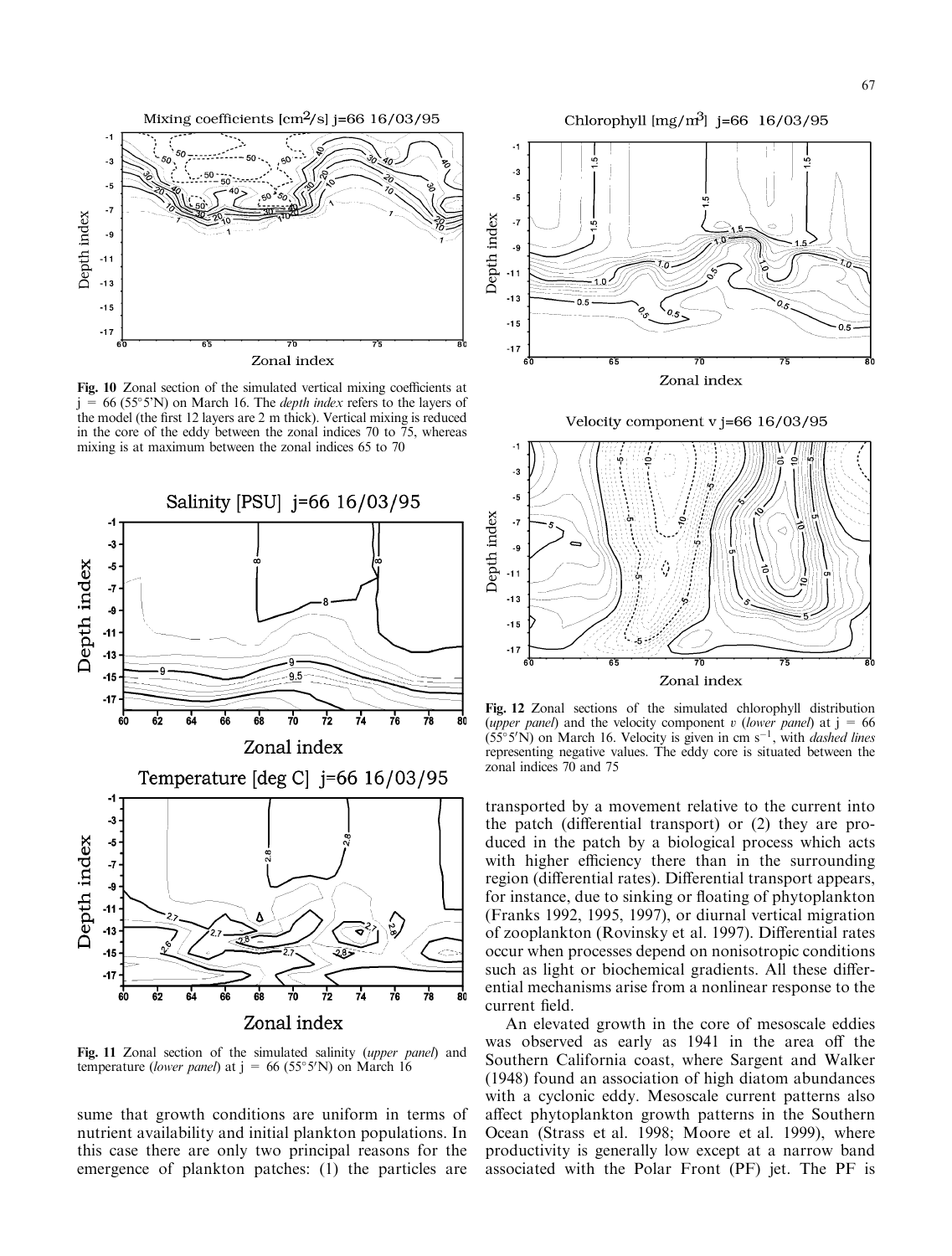Mixing coefficients [cm²/s] j=66 16/03/95

Depth index

Zonal index

**Fig. 10** Zonal section of the simulated vertical mixing coefficients at j = 66 (55°5'N) on March 16. The *depth index* refers to the layers of the model (the first 12 layers are 2 m thick). Vertical mixing is reduced in the core of the eddy between the zonal indices 70 to 75, whereas mixing is at maximum between the zonal indices 65 to 70

Salinity [PSU] j=66 16/03/95

Depth index

Zonal index

Temperature [deg C] j=66 16/03/95

Depth index

Zonal index

**Fig. 11** Zonal section of the simulated salinity (*upper panel*) and temperature (*lower panel*) at j = 66 (55°5′N) on March 16

sume that growth conditions are uniform in terms of nutrient availability and initial plankton populations. In this case there are only two principal reasons for the emergence of plankton patches: (1) the particles are transported by a movement relative to the current into the patch (differential transport) or (2) they are produced in the patch by a biological process which acts with higher efficiency there than in the surrounding region (differential rates). Differential transport appears, for instance, due to sinking or floating of phytoplankton (Franks 1992, 1995, 1997), or diurnal vertical migration of zooplankton (Rovinsky et al. 1997). Differential rates occur when processes depend on nonisotropic conditions such as light or biochemical gradients. All these differential mechanisms arise from a nonlinear response to the current field.

Chlorophyll [mg/m³] j=66 16/03/95

Depth index

Zonal index

Velocity component v j=66 16/03/95

Depth index

Zonal index

**Fig. 12** Zonal sections of the simulated chlorophyll distribution (*upper panel*) and the velocity component *v* (*lower panel*) at j = 66 (55°5′N) on March 16. Velocity is given in cm s$^{-1}$, with *dashed lines* representing negative values. The eddy core is situated between the zonal indices 70 and 75

An elevated growth in the core of mesoscale eddies was observed as early as 1941 in the area off the Southern California coast, where Sargent and Walker (1948) found an association of high diatom abundances with a cyclonic eddy. Mesoscale current patterns also affect phytoplankton growth patterns in the Southern Ocean (Strass et al. 1998; Moore et al. 1999), where productivity is generally low except at a narrow band associated with the Polar Front (PF) jet. The PF is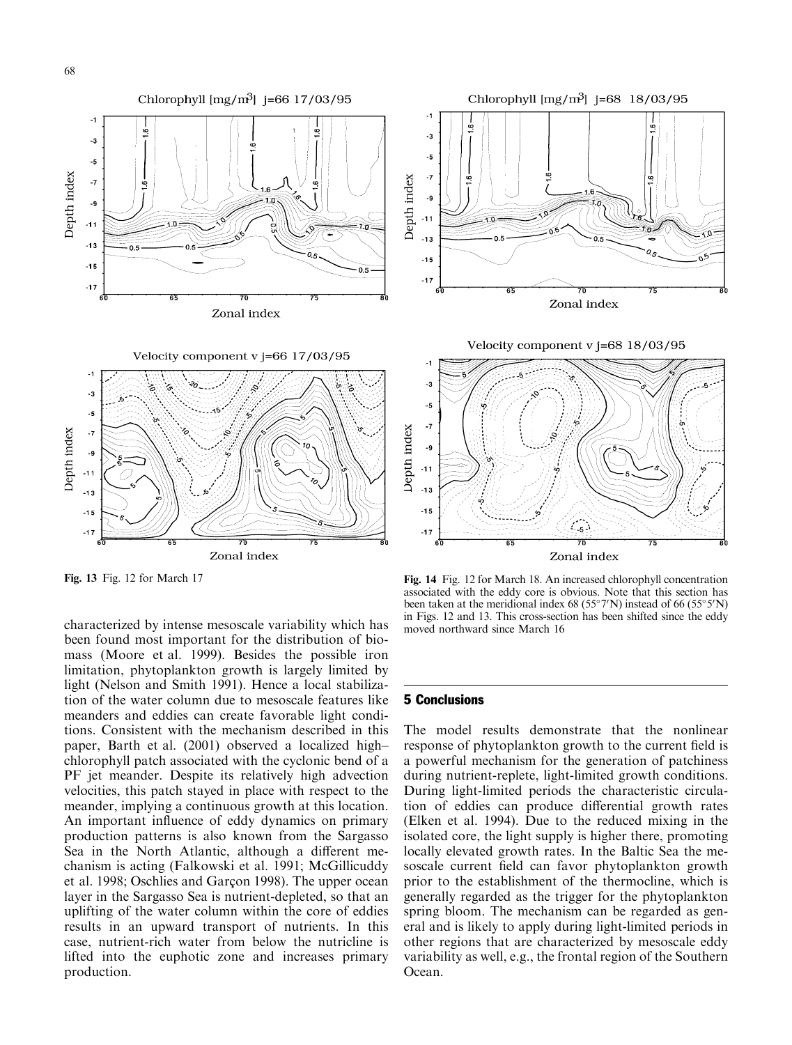Chlorophyll [mg/m3] j=66 17/03/95

Depth index

Zonal index

Velocity component v j=66 17/03/95

Depth index

Zonal index

**Fig. 13** Fig. 12 for March 17

Chlorophyll [mg/m3] j=68 18/03/95

Depth index

Zonal index

Velocity component v j=68 18/03/95

Depth index

Zonal index

**Fig. 14** Fig. 12 for March 18. An increased chlorophyll concentration associated with the eddy core is obvious. Note that this section has been taken at the meridional index 68 (55°7′N) instead of 66 (55°5′N) in Figs. 12 and 13. This cross-section has been shifted since the eddy moved northward since March 16

characterized by intense mesoscale variability which has been found most important for the distribution of biomass (Moore et al. 1999). Besides the possible iron limitation, phytoplankton growth is largely limited by light (Nelson and Smith 1991). Hence a local stabilization of the water column due to mesoscale features like meanders and eddies can create favorable light conditions. Consistent with the mechanism described in this paper, Barth et al. (2001) observed a localized high–chlorophyll patch associated with the cyclonic bend of a PF jet meander. Despite its relatively high advection velocities, this patch stayed in place with respect to the meander, implying a continuous growth at this location. An important influence of eddy dynamics on primary production patterns is also known from the Sargasso Sea in the North Atlantic, although a different mechanism is acting (Falkowski et al. 1991; McGillicuddy et al. 1998; Oschlies and Garçon 1998). The upper ocean layer in the Sargasso Sea is nutrient-depleted, so that an uplifting of the water column within the core of eddies results in an upward transport of nutrients. In this case, nutrient-rich water from below the nutricline is lifted into the euphotic zone and increases primary production.

## 5 Conclusions

The model results demonstrate that the nonlinear response of phytoplankton growth to the current field is a powerful mechanism for the generation of patchiness during nutrient-replete, light-limited growth conditions. During light-limited periods the characteristic circulation of eddies can produce differential growth rates (Elken et al. 1994). Due to the reduced mixing in the isolated core, the light supply is higher there, promoting locally elevated growth rates. In the Baltic Sea the mesoscale current field can favor phytoplankton growth prior to the establishment of the thermocline, which is generally regarded as the trigger for the phytoplankton spring bloom. The mechanism can be regarded as general and is likely to apply during light-limited periods in other regions that are characterized by mesoscale eddy variability as well, e.g., the frontal region of the Southern Ocean.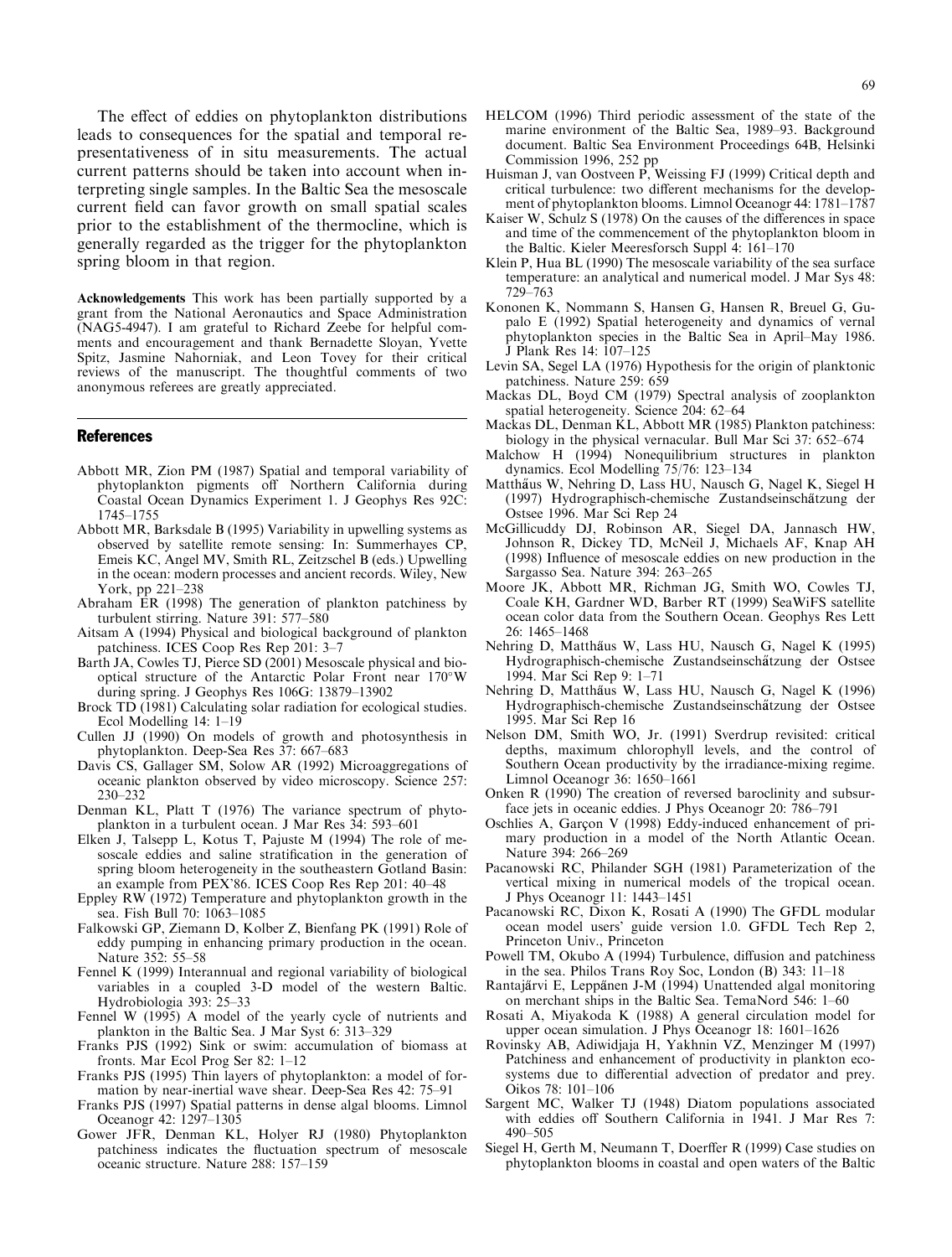The effect of eddies on phytoplankton distributions leads to consequences for the spatial and temporal representativeness of in situ measurements. The actual current patterns should be taken into account when interpreting single samples. In the Baltic Sea the mesoscale current field can favor growth on small spatial scales prior to the establishment of the thermocline, which is generally regarded as the trigger for the phytoplankton spring bloom in that region.

**Acknowledgements** This work has been partially supported by a grant from the National Aeronautics and Space Administration (NAG5-4947). I am grateful to Richard Zeebe for helpful comments and encouragement and thank Bernadette Sloyan, Yvette Spitz, Jasmine Nahorniak, and Leon Tovey for their critical reviews of the manuscript. The thoughtful comments of two anonymous referees are greatly appreciated.

## References

Abbott MR, Zion PM (1987) Spatial and temporal variability of phytoplankton pigments off Northern California during Coastal Ocean Dynamics Experiment 1. J Geophys Res 92C: 1745–1755

Abbott MR, Barksdale B (1995) Variability in upwelling systems as observed by satellite remote sensing: In: Summerhayes CP, Emeis KC, Angel MV, Smith RL, Zeitzschel B (eds.) Upwelling in the ocean: modern processes and ancient records. Wiley, New York, pp 221–238

Abraham ER (1998) The generation of plankton patchiness by turbulent stirring. Nature 391: 577–580

Aitsam A (1994) Physical and biological background of plankton patchiness. ICES Coop Res Rep 201: 3–7

Barth JA, Cowles TJ, Pierce SD (2001) Mesoscale physical and bio-optical structure of the Antarctic Polar Front near 170°W during spring. J Geophys Res 106G: 13879–13902

Brock TD (1981) Calculating solar radiation for ecological studies. Ecol Modelling 14: 1–19

Cullen JJ (1990) On models of growth and photosynthesis in phytoplankton. Deep-Sea Res 37: 667–683

Davis CS, Gallager SM, Solow AR (1992) Microaggregations of oceanic plankton observed by video microscopy. Science 257: 230–232

Denman KL, Platt T (1976) The variance spectrum of phytoplankton in a turbulent ocean. J Mar Res 34: 593–601

Elken J, Talsepp L, Kotus T, Pajuste M (1994) The role of mesoscale eddies and saline stratification in the generation of spring bloom heterogeneity in the southeastern Gotland Basin: an example from PEX'86. ICES Coop Res Rep 201: 40–48

Eppley RW (1972) Temperature and phytoplankton growth in the sea. Fish Bull 70: 1063–1085

Falkowski GP, Ziemann D, Kolber Z, Bienfang PK (1991) Role of eddy pumping in enhancing primary production in the ocean. Nature 352: 55–58

Fennel K (1999) Interannual and regional variability of biological variables in a coupled 3-D model of the western Baltic. Hydrobiologia 393: 25–33

Fennel W (1995) A model of the yearly cycle of nutrients and plankton in the Baltic Sea. J Mar Syst 6: 313–329

Franks PJS (1992) Sink or swim: accumulation of biomass at fronts. Mar Ecol Prog Ser 82: 1–12

Franks PJS (1995) Thin layers of phytoplankton: a model of formation by near-inertial wave shear. Deep-Sea Res 42: 75–91

Franks PJS (1997) Spatial patterns in dense algal blooms. Limnol Oceanogr 42: 1297–1305

Gower JFR, Denman KL, Holyer RJ (1980) Phytoplankton patchiness indicates the fluctuation spectrum of mesoscale oceanic structure. Nature 288: 157–159

HELCOM (1996) Third periodic assessment of the state of the marine environment of the Baltic Sea, 1989–93. Background document. Baltic Sea Environment Proceedings 64B, Helsinki Commission 1996, 252 pp

Huisman J, van Oostveen P, Weissing FJ (1999) Critical depth and critical turbulence: two different mechanisms for the development of phytoplankton blooms. Limnol Oceanogr 44: 1781–1787

Kaiser W, Schulz S (1978) On the causes of the differences in space and time of the commencement of the phytoplankton bloom in the Baltic. Kieler Meeresforsch Suppl 4: 161–170

Klein P, Hua BL (1990) The mesoscale variability of the sea surface temperature: an analytical and numerical model. J Mar Sys 48: 729–763

Kononen K, Nommann S, Hansen G, Hansen R, Breuel G, Gupalo E (1992) Spatial heterogeneity and dynamics of vernal phytoplankton species in the Baltic Sea in April–May 1986. J Plank Res 14: 107–125

Levin SA, Segel LA (1976) Hypothesis for the origin of planktonic patchiness. Nature 259: 659

Mackas DL, Boyd CM (1979) Spectral analysis of zooplankton spatial heterogeneity. Science 204: 62–64

Mackas DL, Denman KL, Abbott MR (1985) Plankton patchiness: biology in the physical vernacular. Bull Mar Sci 37: 652–674

Malchow H (1994) Nonequilibrium structures in plankton dynamics. Ecol Modelling 75/76: 123–134

Matthäus W, Nehring D, Lass HU, Nausch G, Nagel K, Siegel H (1997) Hydrographisch-chemische Zustandseinschätzung der Ostsee 1996. Mar Sci Rep 24

McGillicuddy DJ, Robinson AR, Siegel DA, Jannasch HW, Johnson R, Dickey TD, McNeil J, Michaels AF, Knap AH (1998) Influence of mesoscale eddies on new production in the Sargasso Sea. Nature 394: 263–265

Moore JK, Abbott MR, Richman JG, Smith WO, Cowles TJ, Coale KH, Gardner WD, Barber RT (1999) SeaWiFS satellite ocean color data from the Southern Ocean. Geophys Res Lett 26: 1465–1468

Nehring D, Matthäus W, Lass HU, Nausch G, Nagel K (1995) Hydrographisch-chemische Zustandseinschätzung der Ostsee 1994. Mar Sci Rep 9: 1–71

Nehring D, Matthäus W, Lass HU, Nausch G, Nagel K (1996) Hydrographisch-chemische Zustandseinschätzung der Ostsee 1995. Mar Sci Rep 16

Nelson DM, Smith WO, Jr. (1991) Sverdrup revisited: critical depths, maximum chlorophyll levels, and the control of Southern Ocean productivity by the irradiance-mixing regime. Limnol Oceanogr 36: 1650–1661

Onken R (1990) The creation of reversed baroclinity and subsurface jets in oceanic eddies. J Phys Oceanogr 20: 786–791

Oschlies A, Garçon V (1998) Eddy-induced enhancement of primary production in a model of the North Atlantic Ocean. Nature 394: 266–269

Pacanowski RC, Philander SGH (1981) Parameterization of the vertical mixing in numerical models of the tropical ocean. J Phys Oceanogr 11: 1443–1451

Pacanowski RC, Dixon K, Rosati A (1990) The GFDL modular ocean model users' guide version 1.0. GFDL Tech Rep 2, Princeton Univ., Princeton

Powell TM, Okubo A (1994) Turbulence, diffusion and patchiness in the sea. Philos Trans Roy Soc, London (B) 343: 11–18

Rantajärvi E, Leppänen J-M (1994) Unattended algal monitoring on merchant ships in the Baltic Sea. TemaNord 546: 1–60

Rosati A, Miyakoda K (1988) A general circulation model for upper ocean simulation. J Phys Oceanogr 18: 1601–1626

Rovinsky AB, Adiwidjaja H, Yakhnin VZ, Menzinger M (1997) Patchiness and enhancement of productivity in plankton ecosystems due to differential advection of predator and prey. Oikos 78: 101–106

Sargent MC, Walker TJ (1948) Diatom populations associated with eddies off Southern California in 1941. J Mar Res 7: 490–505

Siegel H, Gerth M, Neumann T, Doerffer R (1999) Case studies on phytoplankton blooms in coastal and open waters of the Baltic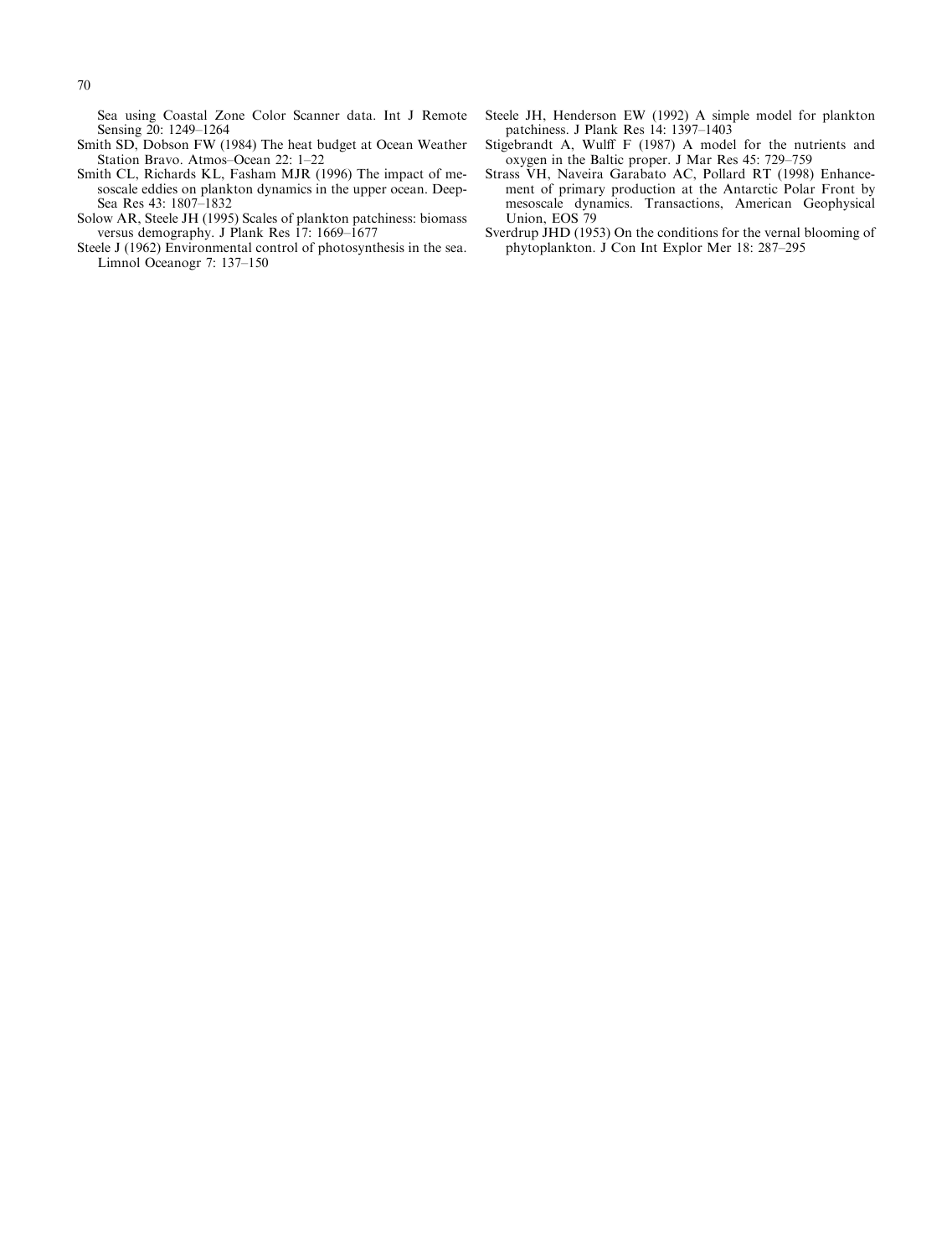Sea using Coastal Zone Color Scanner data. Int J Remote Sensing 20: 1249–1264

Smith SD, Dobson FW (1984) The heat budget at Ocean Weather Station Bravo. Atmos–Ocean 22: 1–22

Smith CL, Richards KL, Fasham MJR (1996) The impact of mesoscale eddies on plankton dynamics in the upper ocean. Deep-Sea Res 43: 1807–1832

Solow AR, Steele JH (1995) Scales of plankton patchiness: biomass versus demography. J Plank Res 17: 1669–1677

Steele J (1962) Environmental control of photosynthesis in the sea. Limnol Oceanogr 7: 137–150

Steele JH, Henderson EW (1992) A simple model for plankton patchiness. J Plank Res 14: 1397–1403

Stigebrandt A, Wulff F (1987) A model for the nutrients and oxygen in the Baltic proper. J Mar Res 45: 729–759

Strass VH, Naveira Garabato AC, Pollard RT (1998) Enhancement of primary production at the Antarctic Polar Front by mesoscale dynamics. Transactions, American Geophysical Union, EOS 79

Sverdrup JHD (1953) On the conditions for the vernal blooming of phytoplankton. J Con Int Explor Mer 18: 287–295